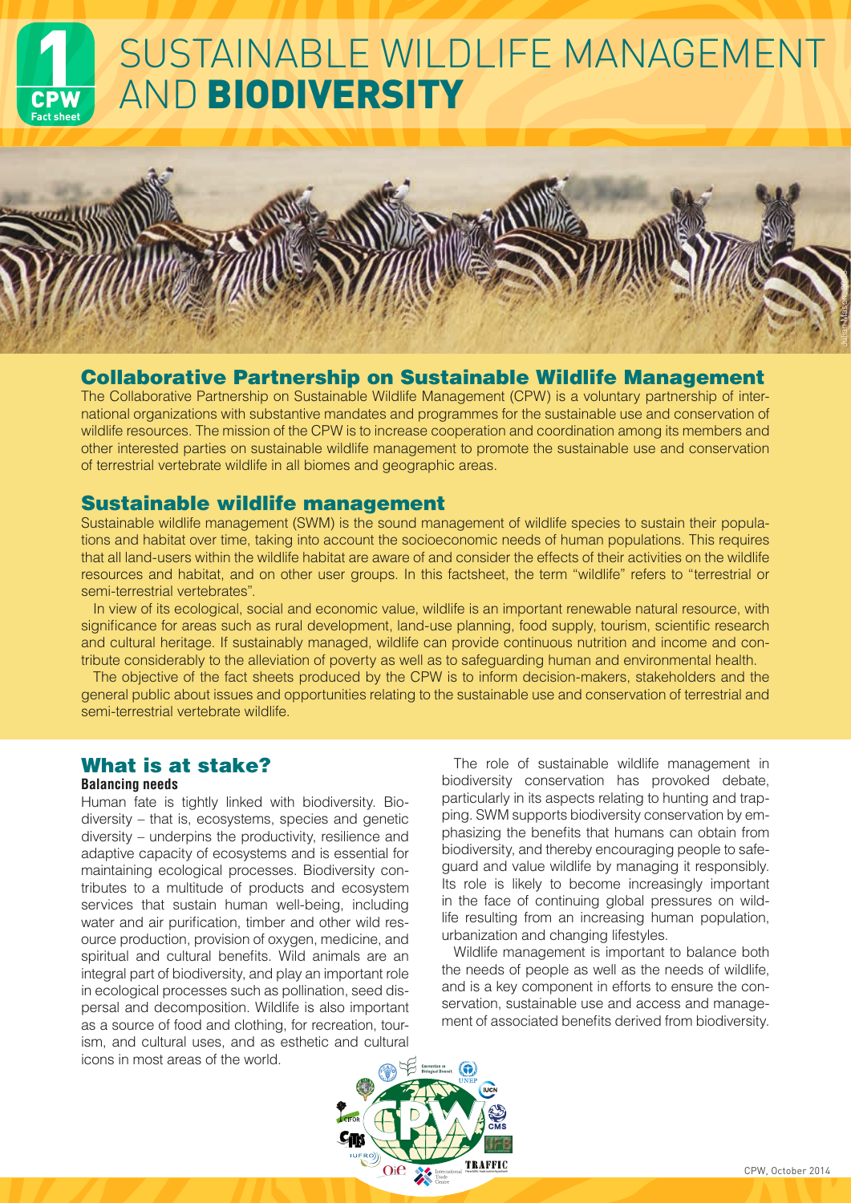# SUSTAINABLE WILDLIFE MANAGEMENT AND BIODIVERSITY

1 CPW Fact sheet

## Collaborative Partnership on Sustainable Wildlife Management

The Collaborative Partnership on Sustainable Wildlife Management (CPW) is a voluntary partnership of international organizations with substantive mandates and programmes for the sustainable use and conservation of wildlife resources. The mission of the CPW is to increase cooperation and coordination among its members and other interested parties on sustainable wildlife management to promote the sustainable use and conservation of terrestrial vertebrate wildlife in all biomes and geographic areas.

## Sustainable wildlife management

Sustainable wildlife management (SWM) is the sound management of wildlife species to sustain their populations and habitat over time, taking into account the socioeconomic needs of human populations. This requires that all land-users within the wildlife habitat are aware of and consider the effects of their activities on the wildlife resources and habitat, and on other user groups. In this factsheet, the term "wildlife" refers to "terrestrial or semi-terrestrial vertebrates".

In view of its ecological, social and economic value, wildlife is an important renewable natural resource, with significance for areas such as rural development, land-use planning, food supply, tourism, scientific research and cultural heritage. If sustainably managed, wildlife can provide continuous nutrition and income and contribute considerably to the alleviation of poverty as well as to safeguarding human and environmental health.

The objective of the fact sheets produced by the CPW is to inform decision-makers, stakeholders and the general public about issues and opportunities relating to the sustainable use and conservation of terrestrial and semi-terrestrial vertebrate wildlife.

## What is at stake?

### Balancing needs

Human fate is tightly linked with biodiversity. Biodiversity – that is, ecosystems, species and genetic diversity – underpins the productivity, resilience and adaptive capacity of ecosystems and is essential for maintaining ecological processes. Biodiversity contributes to a multitude of products and ecosystem services that sustain human well-being, including water and air purification, timber and other wild resource production, provision of oxygen, medicine, and spiritual and cultural benefits. Wild animals are an integral part of biodiversity, and play an important role in ecological processes such as pollination, seed dispersal and decomposition. Wildlife is also important as a source of food and clothing, for recreation, tourism, and cultural uses, and as esthetic and cultural icons in most areas of the world.

The role of sustainable wildlife management in biodiversity conservation has provoked debate, particularly in its aspects relating to hunting and trapping. SWM supports biodiversity conservation by emphasizing the benefits that humans can obtain from biodiversity, and thereby encouraging people to safeguard and value wildlife by managing it responsibly. Its role is likely to become increasingly important in the face of continuing global pressures on wildlife resulting from an increasing human population, urbanization and changing lifestyles.

Wildlife management is important to balance both the needs of people as well as the needs of wildlife, and is a key component in efforts to ensure the conservation, sustainable use and access and management of associated benefits derived from biodiversity.

CPW, October 2014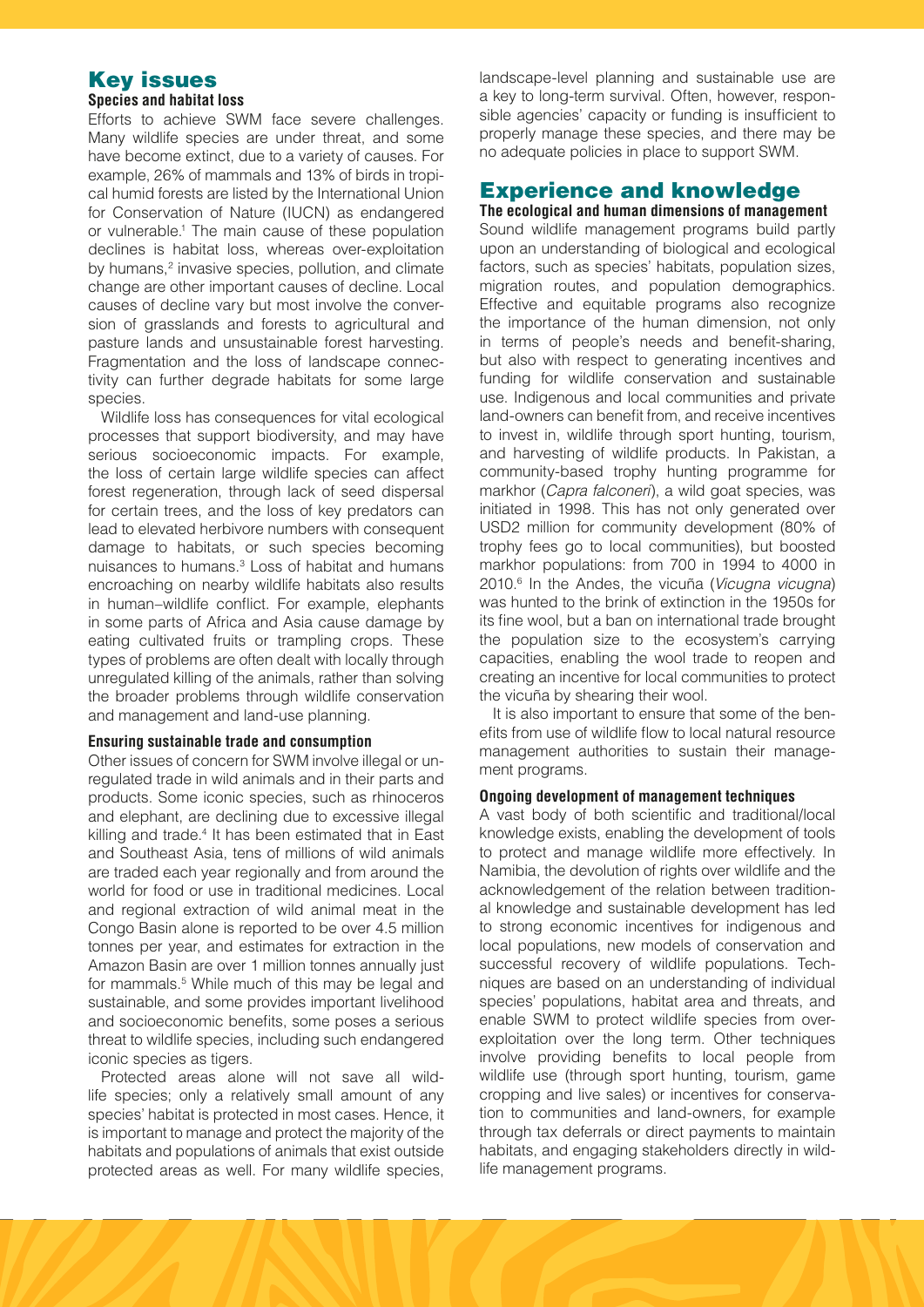## Key issues

### Species and habitat loss

Efforts to achieve SWM face severe challenges. Many wildlife species are under threat, and some have become extinct, due to a variety of causes. For example, 26% of mammals and 13% of birds in tropical humid forests are listed by the International Union for Conservation of Nature (IUCN) as endangered or vulnerable.[1] The main cause of these population declines is habitat loss, whereas over-exploitation by humans,[2] invasive species, pollution, and climate change are other important causes of decline. Local causes of decline vary but most involve the conversion of grasslands and forests to agricultural and pasture lands and unsustainable forest harvesting. Fragmentation and the loss of landscape connectivity can further degrade habitats for some large species.

Wildlife loss has consequences for vital ecological processes that support biodiversity, and may have serious socioeconomic impacts. For example, the loss of certain large wildlife species can affect forest regeneration, through lack of seed dispersal for certain trees, and the loss of key predators can lead to elevated herbivore numbers with consequent damage to habitats, or such species becoming nuisances to humans.[3] Loss of habitat and humans encroaching on nearby wildlife habitats also results in human–wildlife conflict. For example, elephants in some parts of Africa and Asia cause damage by eating cultivated fruits or trampling crops. These types of problems are often dealt with locally through unregulated killing of the animals, rather than solving the broader problems through wildlife conservation and management and land-use planning.

### Ensuring sustainable trade and consumption

Other issues of concern for SWM involve illegal or unregulated trade in wild animals and in their parts and products. Some iconic species, such as rhinoceros and elephant, are declining due to excessive illegal killing and trade.[4] It has been estimated that in East and Southeast Asia, tens of millions of wild animals are traded each year regionally and from around the world for food or use in traditional medicines. Local and regional extraction of wild animal meat in the Congo Basin alone is reported to be over 4.5 million tonnes per year, and estimates for extraction in the Amazon Basin are over 1 million tonnes annually just for mammals.[5] While much of this may be legal and sustainable, and some provides important livelihood and socioeconomic benefits, some poses a serious threat to wildlife species, including such endangered iconic species as tigers.

Protected areas alone will not save all wildlife species; only a relatively small amount of any species' habitat is protected in most cases. Hence, it is important to manage and protect the majority of the habitats and populations of animals that exist outside protected areas as well. For many wildlife species, landscape-level planning and sustainable use are a key to long-term survival. Often, however, responsible agencies' capacity or funding is insufficient to properly manage these species, and there may be no adequate policies in place to support SWM.

## Experience and knowledge

### The ecological and human dimensions of management

Sound wildlife management programs build partly upon an understanding of biological and ecological factors, such as species' habitats, population sizes, migration routes, and population demographics. Effective and equitable programs also recognize the importance of the human dimension, not only in terms of people's needs and benefit-sharing, but also with respect to generating incentives and funding for wildlife conservation and sustainable use. Indigenous and local communities and private land-owners can benefit from, and receive incentives to invest in, wildlife through sport hunting, tourism, and harvesting of wildlife products. In Pakistan, a community-based trophy hunting programme for markhor (*Capra falconeri*), a wild goat species, was initiated in 1998. This has not only generated over USD2 million for community development (80% of trophy fees go to local communities), but boosted markhor populations: from 700 in 1994 to 4000 in 2010.[6] In the Andes, the vicuña (*Vicugna vicugna*) was hunted to the brink of extinction in the 1950s for its fine wool, but a ban on international trade brought the population size to the ecosystem's carrying capacities, enabling the wool trade to reopen and creating an incentive for local communities to protect the vicuña by shearing their wool.

It is also important to ensure that some of the benefits from use of wildlife flow to local natural resource management authorities to sustain their management programs.

### Ongoing development of management techniques

A vast body of both scientific and traditional/local knowledge exists, enabling the development of tools to protect and manage wildlife more effectively. In Namibia, the devolution of rights over wildlife and the acknowledgement of the relation between traditional knowledge and sustainable development has led to strong economic incentives for indigenous and local populations, new models of conservation and successful recovery of wildlife populations. Techniques are based on an understanding of individual species' populations, habitat area and threats, and enable SWM to protect wildlife species from over-exploitation over the long term. Other techniques involve providing benefits to local people from wildlife use (through sport hunting, tourism, game cropping and live sales) or incentives for conservation to communities and land-owners, for example through tax deferrals or direct payments to maintain habitats, and engaging stakeholders directly in wildlife management programs.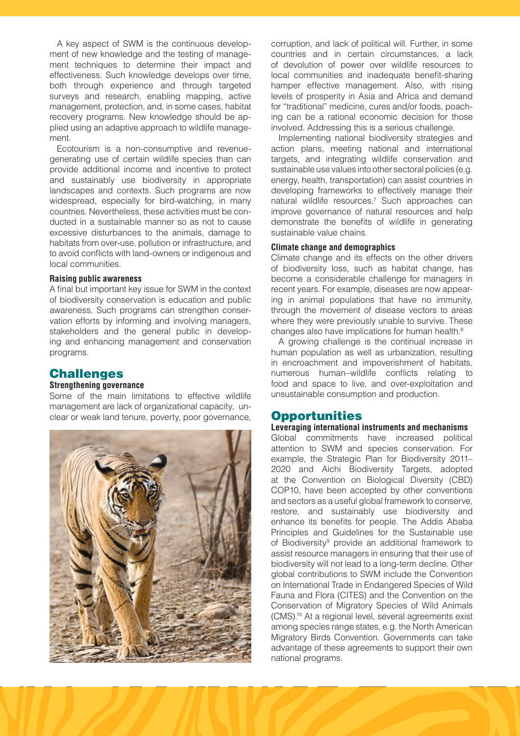A key aspect of SWM is the continuous development of new knowledge and the testing of management techniques to determine their impact and effectiveness. Such knowledge develops over time, both through experience and through targeted surveys and research, enabling mapping, active management, protection, and, in some cases, habitat recovery programs. New knowledge should be applied using an adaptive approach to wildlife management.

Ecotourism is a non-consumptive and revenue-generating use of certain wildlife species than can provide additional income and incentive to protect and sustainably use biodiversity in appropriate landscapes and contexts. Such programs are now widespread, especially for bird-watching, in many countries. Nevertheless, these activities must be conducted in a sustainable manner so as not to cause excessive disturbances to the animals, damage to habitats from over-use, pollution or infrastructure, and to avoid conflicts with land-owners or indigenous and local communities.

#### Raising public awareness

A final but important key issue for SWM in the context of biodiversity conservation is education and public awareness. Such programs can strengthen conservation efforts by informing and involving managers, stakeholders and the general public in developing and enhancing management and conservation programs.

## Challenges

#### Strengthening governance

Some of the main limitations to effective wildlife management are lack of organizational capacity, unclear or weak land tenure, poverty, poor governance, corruption, and lack of political will. Further, in some countries and in certain circumstances, a lack of devolution of power over wildlife resources to local communities and inadequate benefit-sharing hamper effective management. Also, with rising levels of prosperity in Asia and Africa and demand for "traditional" medicine, cures and/or foods, poaching can be a rational economic decision for those involved. Addressing this is a serious challenge.

Implementing national biodiversity strategies and action plans, meeting national and international targets, and integrating wildlife conservation and sustainable use values into other sectoral policies (e.g. energy, health, transportation) can assist countries in developing frameworks to effectively manage their natural wildlife resources.[7] Such approaches can improve governance of natural resources and help demonstrate the benefits of wildlife in generating sustainable value chains.

#### Climate change and demographics

Climate change and its effects on the other drivers of biodiversity loss, such as habitat change, has become a considerable challenge for managers in recent years. For example, diseases are now appearing in animal populations that have no immunity, through the movement of disease vectors to areas where they were previously unable to survive. These changes also have implications for human health.[8]

A growing challenge is the continual increase in human population as well as urbanization, resulting in encroachment and impoverishment of habitats, numerous human–wildlife conflicts relating to food and space to live, and over-exploitation and unsustainable consumption and production.

## Opportunities

#### Leveraging international instruments and mechanisms

Global commitments have increased political attention to SWM and species conservation. For example, the Strategic Plan for Biodiversity 2011–2020 and Aichi Biodiversity Targets, adopted at the Convention on Biological Diversity (CBD) COP10, have been accepted by other conventions and sectors as a useful global framework to conserve, restore, and sustainably use biodiversity and enhance its benefits for people. The Addis Ababa Principles and Guidelines for the Sustainable use of Biodiversity[9] provide an additional framework to assist resource managers in ensuring that their use of biodiversity will not lead to a long-term decline. Other global contributions to SWM include the Convention on International Trade in Endangered Species of Wild Fauna and Flora (CITES) and the Convention on the Conservation of Migratory Species of Wild Animals (CMS).[10] At a regional level, several agreements exist among species range states, e.g. the North American Migratory Birds Convention. Governments can take advantage of these agreements to support their own national programs.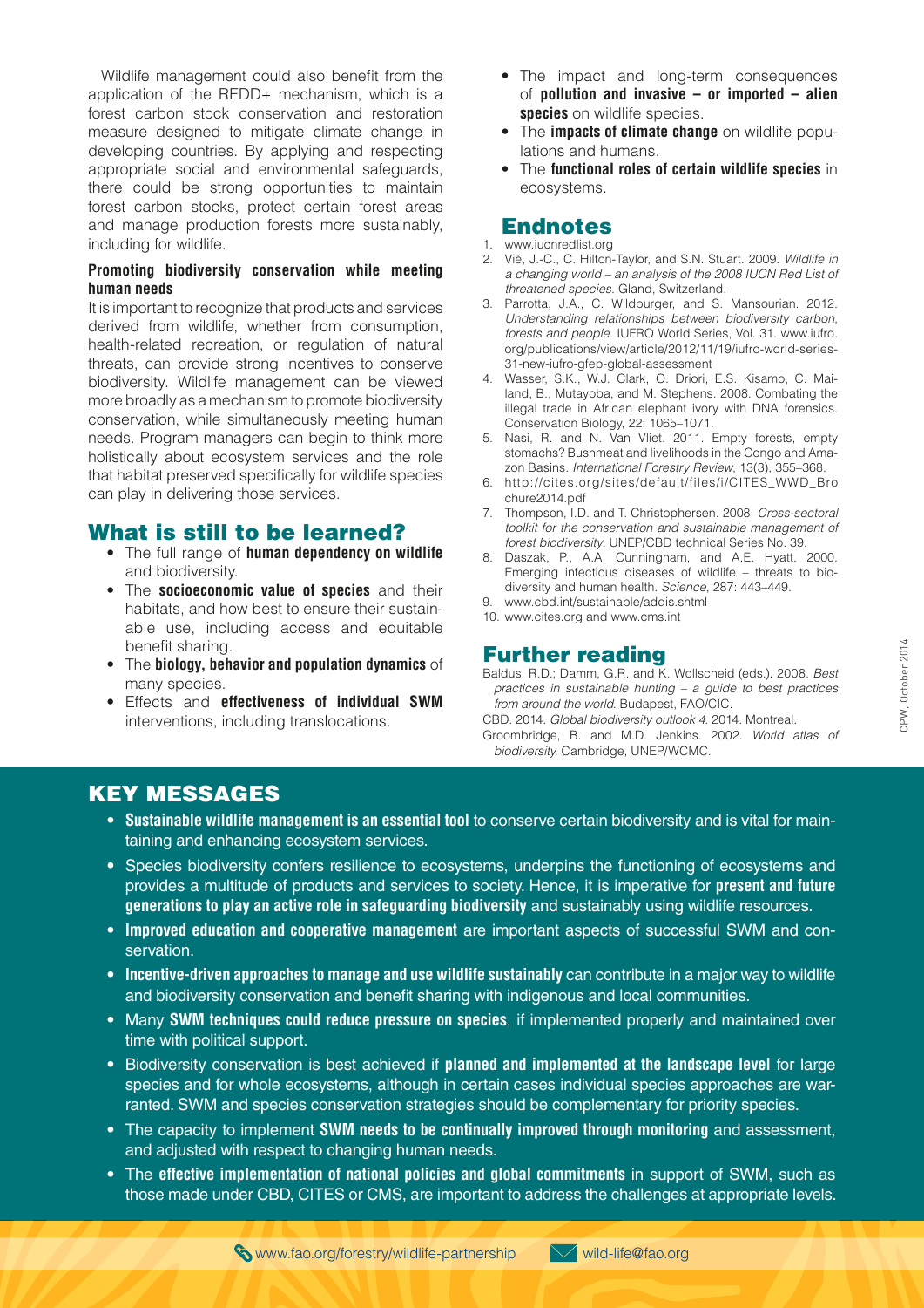Wildlife management could also benefit from the application of the REDD+ mechanism, which is a forest carbon stock conservation and restoration measure designed to mitigate climate change in developing countries. By applying and respecting appropriate social and environmental safeguards, there could be strong opportunities to maintain forest carbon stocks, protect certain forest areas and manage production forests more sustainably, including for wildlife.

**Promoting biodiversity conservation while meeting human needs**

It is important to recognize that products and services derived from wildlife, whether from consumption, health-related recreation, or regulation of natural threats, can provide strong incentives to conserve biodiversity. Wildlife management can be viewed more broadly as a mechanism to promote biodiversity conservation, while simultaneously meeting human needs. Program managers can begin to think more holistically about ecosystem services and the role that habitat preserved specifically for wildlife species can play in delivering those services.

## What is still to be learned?

- The full range of **human dependency on wildlife** and biodiversity.
- The **socioeconomic value of species** and their habitats, and how best to ensure their sustainable use, including access and equitable benefit sharing.
- The **biology, behavior and population dynamics** of many species.
- Effects and **effectiveness of individual SWM** interventions, including translocations.
- The impact and long-term consequences of **pollution and invasive – or imported – alien species** on wildlife species.
- The **impacts of climate change** on wildlife populations and humans.
- The **functional roles of certain wildlife species** in ecosystems.

## Endnotes

1. www.iucnredlist.org
2. Vié, J.-C., C. Hilton-Taylor, and S.N. Stuart. 2009. *Wildlife in a changing world – an analysis of the 2008 IUCN Red List of threatened species.* Gland, Switzerland.
3. Parrotta, J.A., C. Wildburger, and S. Mansourian. 2012. *Understanding relationships between biodiversity carbon, forests and people.* IUFRO World Series, Vol. 31. www.iufro.org/publications/view/article/2012/11/19/iufro-world-series-31-new-iufro-gfep-global-assessment
4. Wasser, S.K., W.J. Clark, O. Driori, E.S. Kisamo, C. Mailand, B., Mutayoba, and M. Stephens. 2008. Combating the illegal trade in African elephant ivory with DNA forensics. Conservation Biology, 22: 1065–1071.
5. Nasi, R. and N. Van Vliet. 2011. Empty forests, empty stomachs? Bushmeat and livelihoods in the Congo and Amazon Basins. *International Forestry Review*, 13(3), 355–368.
6. http://cites.org/sites/default/files/i/CITES_WWD_Brochure2014.pdf
7. Thompson, I.D. and T. Christophersen. 2008. *Cross-sectoral toolkit for the conservation and sustainable management of forest biodiversity.* UNEP/CBD technical Series No. 39.
8. Daszak, P., A.A. Cunningham, and A.E. Hyatt. 2000. Emerging infectious diseases of wildlife – threats to biodiversity and human health. *Science*, 287: 443–449.
9. www.cbd.int/sustainable/addis.shtml
10. www.cites.org and www.cms.int

## Further reading

Baldus, R.D.; Damm, G.R. and K. Wollscheid (eds.). 2008. *Best practices in sustainable hunting – a guide to best practices from around the world.* Budapest, FAO/CIC.

CBD. 2014. *Global biodiversity outlook 4.* 2014. Montreal.

Groombridge, B. and M.D. Jenkins. 2002. *World atlas of biodiversity.* Cambridge, UNEP/WCMC.

CPW, October 2014

## KEY MESSAGES

- **Sustainable wildlife management is an essential tool** to conserve certain biodiversity and is vital for maintaining and enhancing ecosystem services.
- Species biodiversity confers resilience to ecosystems, underpins the functioning of ecosystems and provides a multitude of products and services to society. Hence, it is imperative for **present and future generations to play an active role in safeguarding biodiversity** and sustainably using wildlife resources.
- **Improved education and cooperative management** are important aspects of successful SWM and conservation.
- **Incentive-driven approaches to manage and use wildlife sustainably** can contribute in a major way to wildlife and biodiversity conservation and benefit sharing with indigenous and local communities.
- Many **SWM techniques could reduce pressure on species**, if implemented properly and maintained over time with political support.
- Biodiversity conservation is best achieved if **planned and implemented at the landscape level** for large species and for whole ecosystems, although in certain cases individual species approaches are warranted. SWM and species conservation strategies should be complementary for priority species.
- The capacity to implement **SWM needs to be continually improved through monitoring** and assessment, and adjusted with respect to changing human needs.
- The **effective implementation of national policies and global commitments** in support of SWM, such as those made under CBD, CITES or CMS, are important to address the challenges at appropriate levels.

www.fao.org/forestry/wildlife-partnership wild-life@fao.org